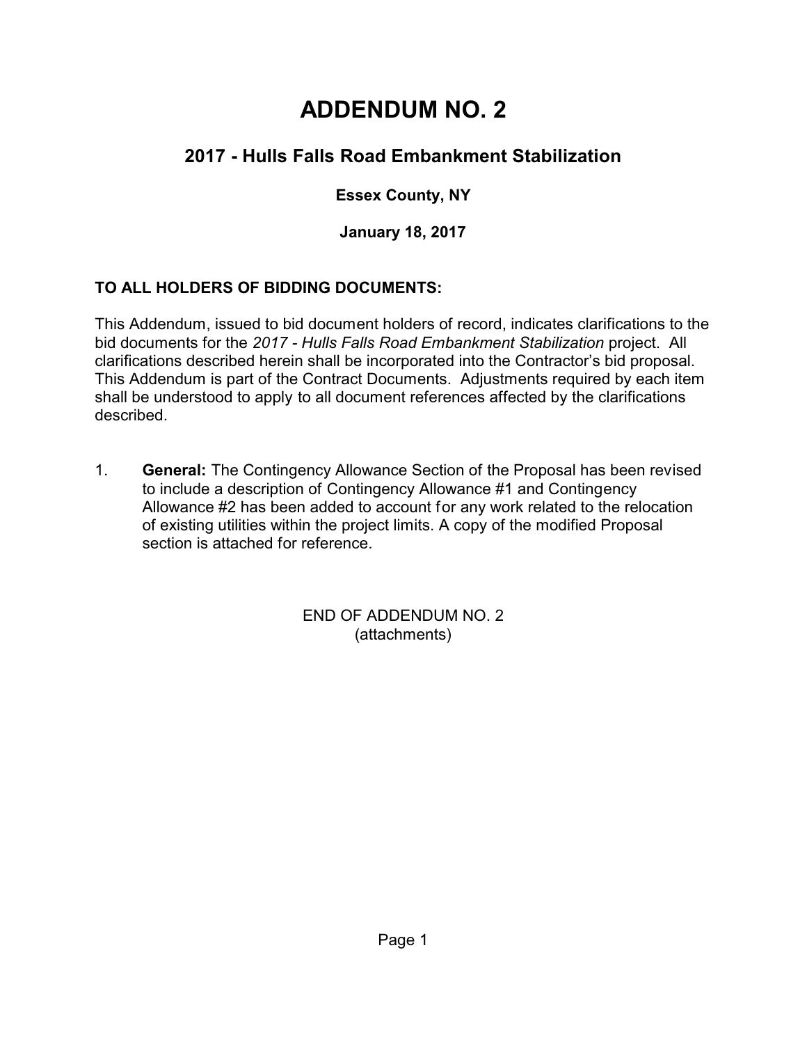# ADDENDUM NO. 2

## 2017 - Hulls Falls Road Embankment Stabilization

### Essex County, NY

### January 18, 2017

**TO ALL HOLDERS OF BIDDING DOCUMENTS:**

This Addendum, issued to bid document holders of record, indicates clarifications to the bid documents for the *2017 - Hulls Falls Road Embankment Stabilization* project. All clarifications described herein shall be incorporated into the Contractor's bid proposal. This Addendum is part of the Contract Documents. Adjustments required by each item shall be understood to apply to all document references affected by the clarifications described.

1. **General:** The Contingency Allowance Section of the Proposal has been revised to include a description of Contingency Allowance #1 and Contingency Allowance #2 has been added to account for any work related to the relocation of existing utilities within the project limits. A copy of the modified Proposal section is attached for reference.

END OF ADDENDUM NO. 2
(attachments)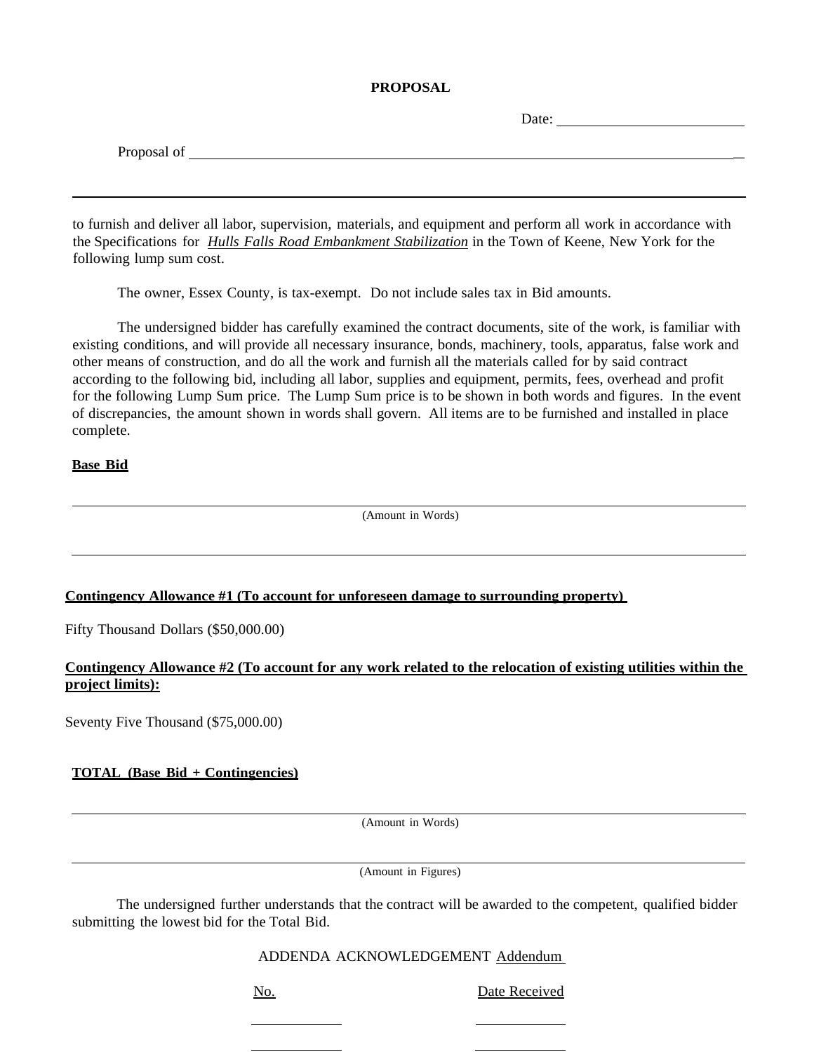**PROPOSAL**

Date: \_\_\_\_\_\_\_\_\_\_\_\_\_\_\_\_\_\_\_\_\_\_\_\_\_

Proposal of \_\_\_\_\_\_\_\_\_\_\_\_\_\_\_\_\_\_\_\_\_\_\_\_\_\_\_\_\_\_\_\_\_\_\_\_\_\_\_\_\_\_\_\_\_\_\_\_\_\_\_\_\_\_\_\_\_\_\_\_\_\_\_\_\_\_\_\_\_\_\_\_

\_\_\_\_\_\_\_\_\_\_\_\_\_\_\_\_\_\_\_\_\_\_\_\_\_\_\_\_\_\_\_\_\_\_\_\_\_\_\_\_\_\_\_\_\_\_\_\_\_\_\_\_\_\_\_\_\_\_\_\_\_\_\_\_\_\_\_\_\_\_\_\_\_\_\_\_\_\_\_\_\_\_

to furnish and deliver all labor, supervision, materials, and equipment and perform all work in accordance with the Specifications for *Hulls Falls Road Embankment Stabilization* in the Town of Keene, New York for the following lump sum cost.

The owner, Essex County, is tax-exempt. Do not include sales tax in Bid amounts.

The undersigned bidder has carefully examined the contract documents, site of the work, is familiar with existing conditions, and will provide all necessary insurance, bonds, machinery, tools, apparatus, false work and other means of construction, and do all the work and furnish all the materials called for by said contract according to the following bid, including all labor, supplies and equipment, permits, fees, overhead and profit for the following Lump Sum price. The Lump Sum price is to be shown in both words and figures. In the event of discrepancies, the amount shown in words shall govern. All items are to be furnished and installed in place complete.

**Base Bid**

\_\_\_\_\_\_\_\_\_\_\_\_\_\_\_\_\_\_\_\_\_\_\_\_\_\_\_\_\_\_\_\_\_\_\_\_\_\_\_\_\_\_\_\_\_\_\_\_\_\_\_\_\_\_\_\_\_\_\_\_\_\_\_\_\_\_\_\_\_\_\_\_\_\_\_\_\_\_\_\_\_\_
(Amount in Words)

\_\_\_\_\_\_\_\_\_\_\_\_\_\_\_\_\_\_\_\_\_\_\_\_\_\_\_\_\_\_\_\_\_\_\_\_\_\_\_\_\_\_\_\_\_\_\_\_\_\_\_\_\_\_\_\_\_\_\_\_\_\_\_\_\_\_\_\_\_\_\_\_\_\_\_\_\_\_\_\_\_\_

**Contingency Allowance #1 (To account for unforeseen damage to surrounding property)**

Fifty Thousand Dollars ($50,000.00)

**Contingency Allowance #2 (To account for any work related to the relocation of existing utilities within the project limits):**

Seventy Five Thousand ($75,000.00)

**TOTAL (Base Bid + Contingencies)**

\_\_\_\_\_\_\_\_\_\_\_\_\_\_\_\_\_\_\_\_\_\_\_\_\_\_\_\_\_\_\_\_\_\_\_\_\_\_\_\_\_\_\_\_\_\_\_\_\_\_\_\_\_\_\_\_\_\_\_\_\_\_\_\_\_\_\_\_\_\_\_\_\_\_\_\_\_\_\_\_\_\_
(Amount in Words)

\_\_\_\_\_\_\_\_\_\_\_\_\_\_\_\_\_\_\_\_\_\_\_\_\_\_\_\_\_\_\_\_\_\_\_\_\_\_\_\_\_\_\_\_\_\_\_\_\_\_\_\_\_\_\_\_\_\_\_\_\_\_\_\_\_\_\_\_\_\_\_\_\_\_\_\_\_\_\_\_\_\_
(Amount in Figures)

The undersigned further understands that the contract will be awarded to the competent, qualified bidder submitting the lowest bid for the Total Bid.

ADDENDA ACKNOWLEDGEMENT Addendum

| No. | Date Received |
|---|---|
| \_\_\_\_\_\_\_\_\_\_ | \_\_\_\_\_\_\_\_\_\_ |
| \_\_\_\_\_\_\_\_\_\_ | \_\_\_\_\_\_\_\_\_\_ |